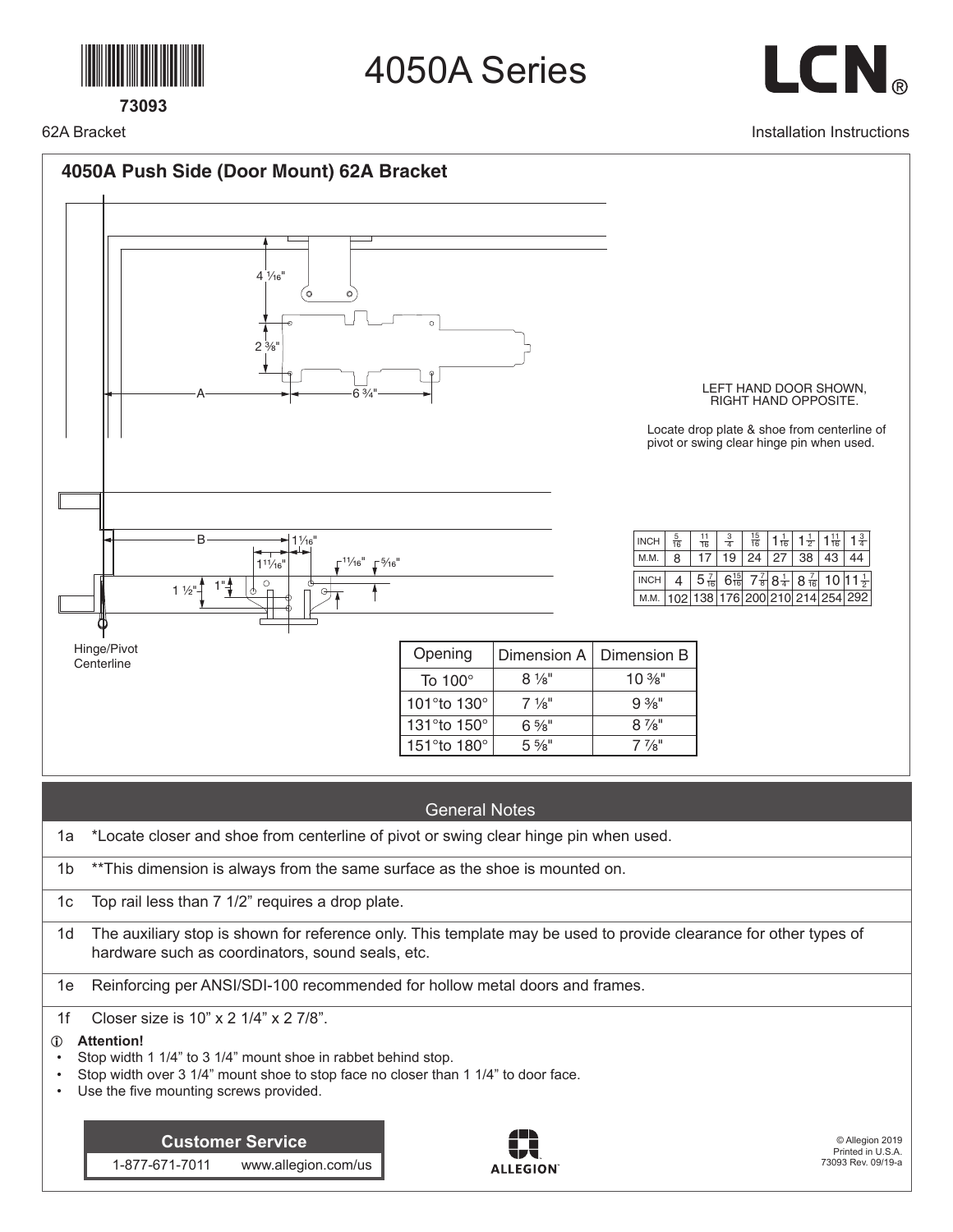73093

# 4050A Series

LCN®

62A Bracket

Installation Instructions

## 4050A Push Side (Door Mount) 62A Bracket

LEFT HAND DOOR SHOWN, RIGHT HAND OPPOSITE.

Locate drop plate & shoe from centerline of pivot or swing clear hinge pin when used.

Hinge/Pivot Centerline

| INCH | 5/16 | 11/16 | 3/4 | 15/16 | 1 1/16 | 1 1/2 | 1 11/16 | 1 3/4 |
|---|---|---|---|---|---|---|---|---|
| M.M. | 8 | 17 | 19 | 24 | 27 | 38 | 43 | 44 |
| INCH | 4 | 5 7/16 | 6 15/16 | 7 7/8 | 8 1/4 | 8 7/16 | 10 | 11 1/2 |
| M.M. | 102 | 138 | 176 | 200 | 210 | 214 | 254 | 292 |

| Opening | Dimension A | Dimension B |
|---|---|---|
| To 100° | 8 1/8" | 10 3/8" |
| 101° to 130° | 7 1/8" | 9 3/8" |
| 131° to 150° | 6 5/8" | 8 7/8" |
| 151° to 180° | 5 5/8" | 7 7/8" |

## General Notes

1a *Locate closer and shoe from centerline of pivot or swing clear hinge pin when used.

1b **This dimension is always from the same surface as the shoe is mounted on.

1c Top rail less than 7 1/2" requires a drop plate.

1d The auxiliary stop is shown for reference only. This template may be used to provide clearance for other types of hardware such as coordinators, sound seals, etc.

1e Reinforcing per ANSI/SDI-100 recommended for hollow metal doors and frames.

1f Closer size is 10" x 2 1/4" x 2 7/8".

**Attention!**

- Stop width 1 1/4" to 3 1/4" mount shoe in rabbet behind stop.
- Stop width over 3 1/4" mount shoe to stop face no closer than 1 1/4" to door face.
- Use the five mounting screws provided.

**Customer Service**

1-877-671-7011 www.allegion.com/us

ALLEGION

© Allegion 2019
Printed in U.S.A.
73093 Rev. 09/19-a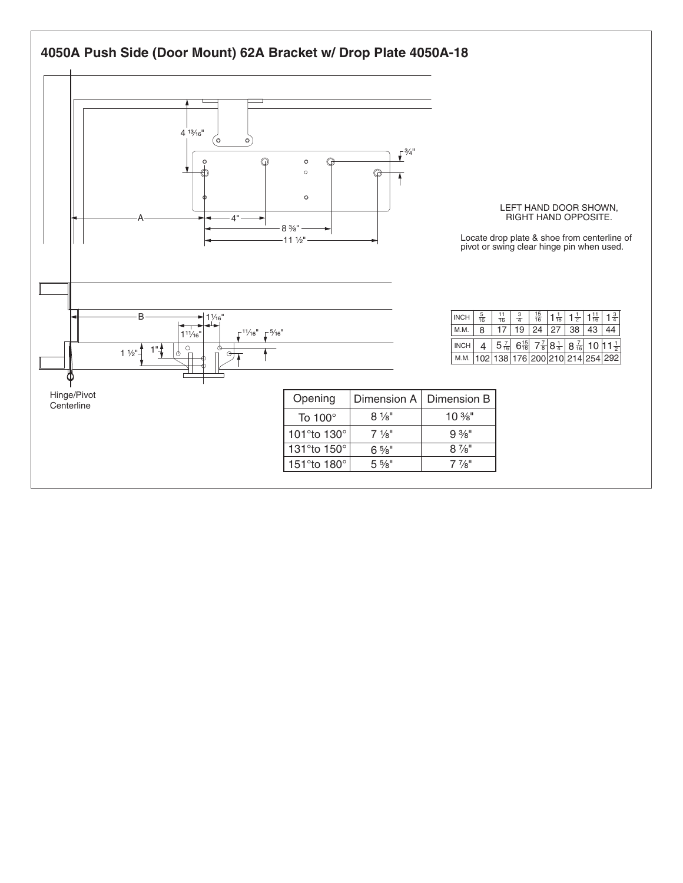## 4050A Push Side (Door Mount) 62A Bracket w/ Drop Plate 4050A-18

4 13⁄16"

¾"

A

4"

8 ⅜"

11 ½"

B

1 1⁄16"

1 11⁄16"

11⁄16"

5⁄16"

1 ½"

1"

Hinge/Pivot Centerline

LEFT HAND DOOR SHOWN, RIGHT HAND OPPOSITE.

Locate drop plate & shoe from centerline of pivot or swing clear hinge pin when used.

| INCH | 5/16 | 11/16 | 3/4 | 15/16 | 1 1/16 | 1 1/2 | 1 11/16 | 1 3/4 |
|---|---|---|---|---|---|---|---|---|
| M.M. | 8 | 17 | 19 | 24 | 27 | 38 | 43 | 44 |
| INCH | 4 | 5 7/16 | 6 15/16 | 7 7/8 | 8 1/4 | 8 7/16 | 10 | 11 1/2 |
| M.M. | 102 | 138 | 176 | 200 | 210 | 214 | 254 | 292 |

| Opening | Dimension A | Dimension B |
|---|---|---|
| To 100° | 8 ⅛" | 10 ⅜" |
| 101°to 130° | 7 ⅛" | 9 ⅜" |
| 131°to 150° | 6 ⅝" | 8 ⅞" |
| 151°to 180° | 5 ⅝" | 7 ⅞" |